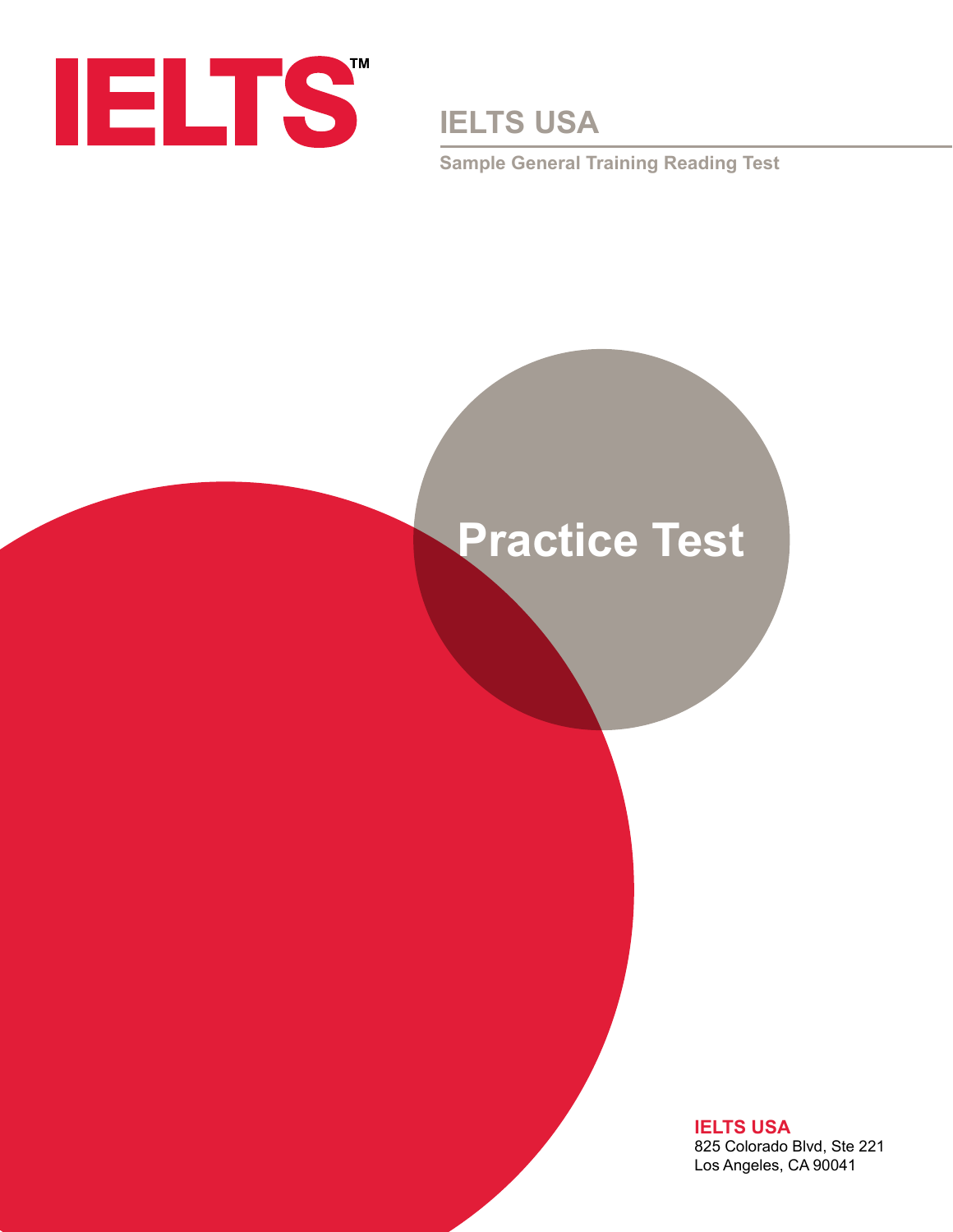# IELTS™

## IELTS USA

**Sample General Training Reading Test**

# Practice Test

**IELTS USA**
825 Colorado Blvd, Ste 221
Los Angeles, CA 90041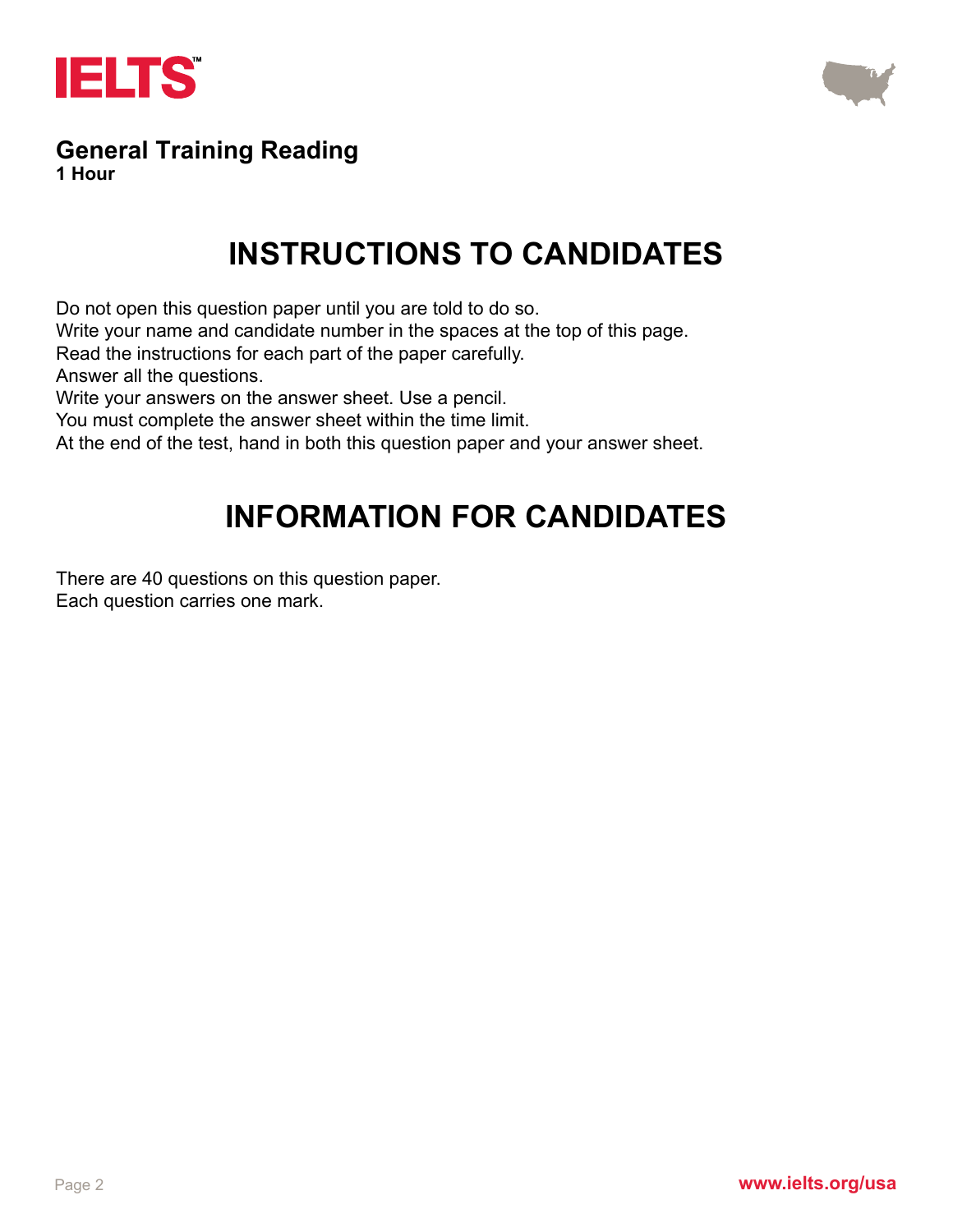**IELTS**

## General Training Reading
**1 Hour**

# INSTRUCTIONS TO CANDIDATES

Do not open this question paper until you are told to do so.
Write your name and candidate number in the spaces at the top of this page.
Read the instructions for each part of the paper carefully.
Answer all the questions.
Write your answers on the answer sheet. Use a pencil.
You must complete the answer sheet within the time limit.
At the end of the test, hand in both this question paper and your answer sheet.

# INFORMATION FOR CANDIDATES

There are 40 questions on this question paper.
Each question carries one mark.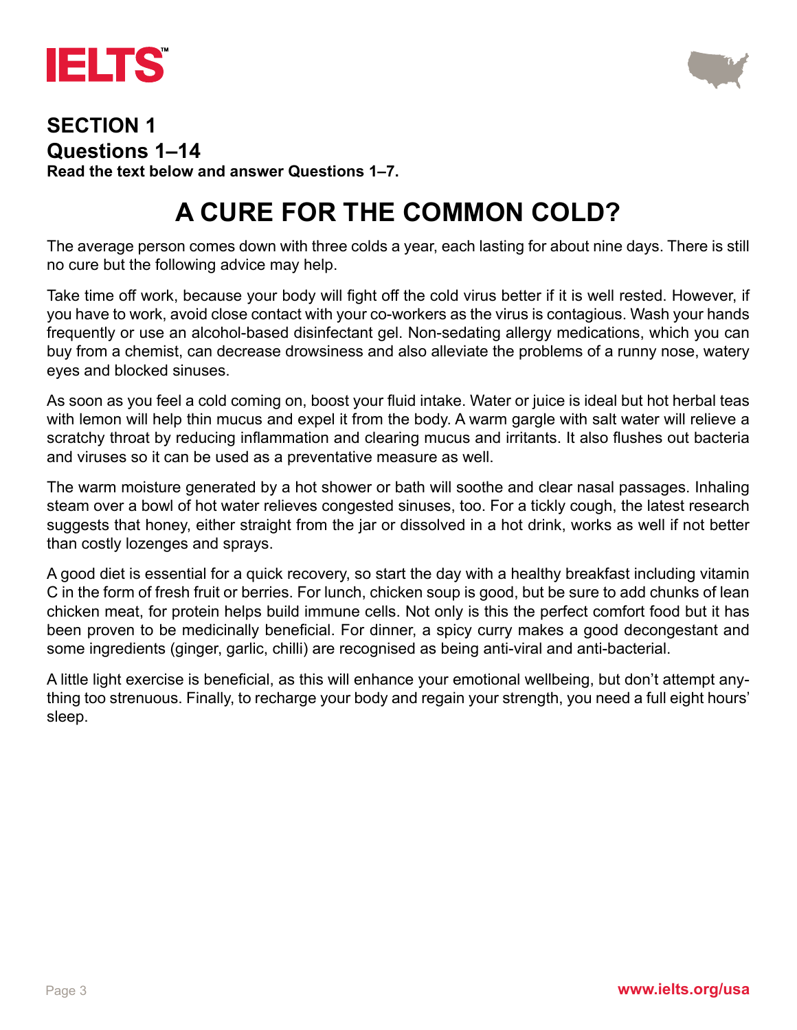## SECTION 1

## Questions 1–14

**Read the text below and answer Questions 1–7.**

# A CURE FOR THE COMMON COLD?

The average person comes down with three colds a year, each lasting for about nine days. There is still no cure but the following advice may help.

Take time off work, because your body will fight off the cold virus better if it is well rested. However, if you have to work, avoid close contact with your co-workers as the virus is contagious. Wash your hands frequently or use an alcohol-based disinfectant gel. Non-sedating allergy medications, which you can buy from a chemist, can decrease drowsiness and also alleviate the problems of a runny nose, watery eyes and blocked sinuses.

As soon as you feel a cold coming on, boost your fluid intake. Water or juice is ideal but hot herbal teas with lemon will help thin mucus and expel it from the body. A warm gargle with salt water will relieve a scratchy throat by reducing inflammation and clearing mucus and irritants. It also flushes out bacteria and viruses so it can be used as a preventative measure as well.

The warm moisture generated by a hot shower or bath will soothe and clear nasal passages. Inhaling steam over a bowl of hot water relieves congested sinuses, too. For a tickly cough, the latest research suggests that honey, either straight from the jar or dissolved in a hot drink, works as well if not better than costly lozenges and sprays.

A good diet is essential for a quick recovery, so start the day with a healthy breakfast including vitamin C in the form of fresh fruit or berries. For lunch, chicken soup is good, but be sure to add chunks of lean chicken meat, for protein helps build immune cells. Not only is this the perfect comfort food but it has been proven to be medicinally beneficial. For dinner, a spicy curry makes a good decongestant and some ingredients (ginger, garlic, chilli) are recognised as being anti-viral and anti-bacterial.

A little light exercise is beneficial, as this will enhance your emotional wellbeing, but don't attempt anything too strenuous. Finally, to recharge your body and regain your strength, you need a full eight hours' sleep.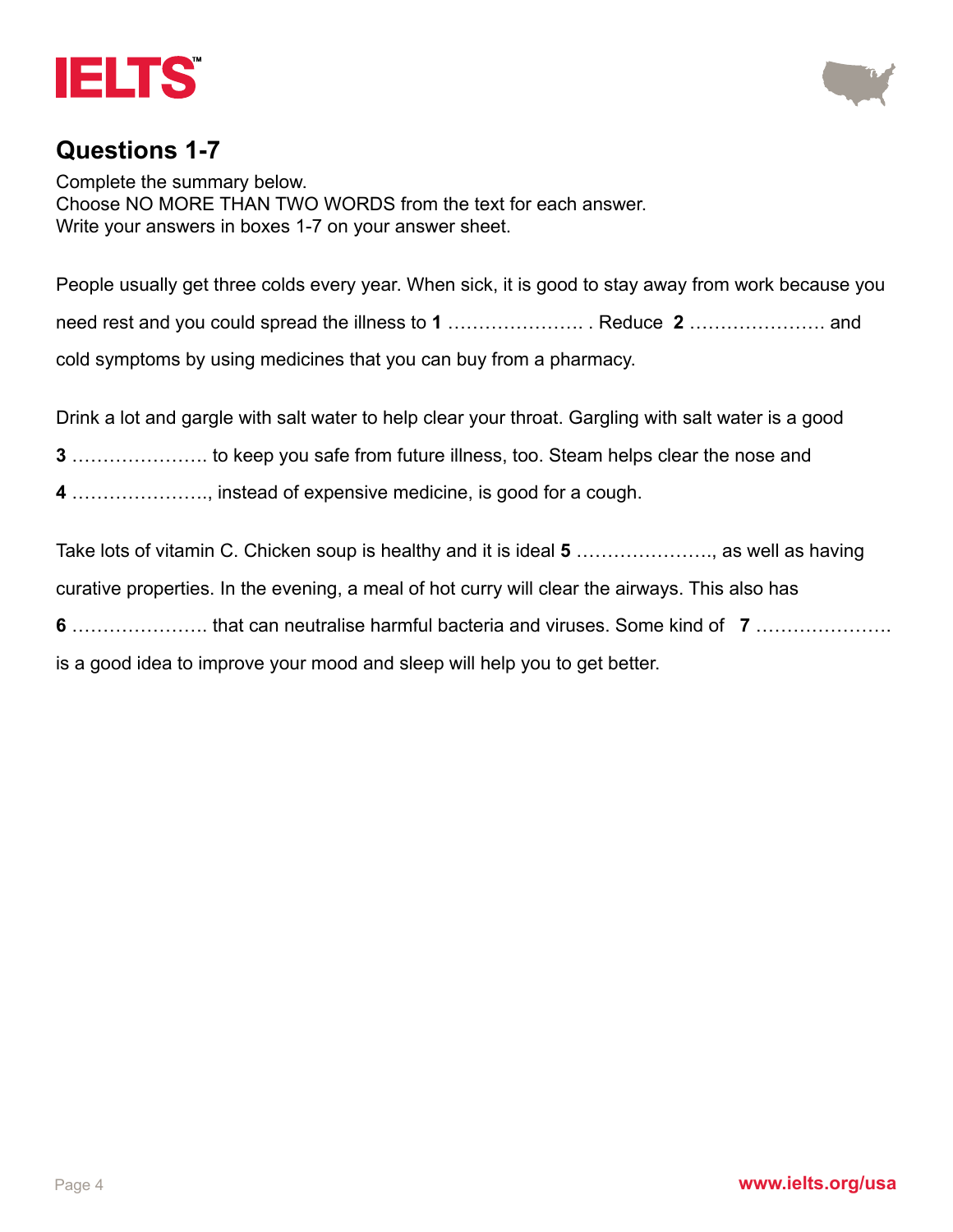## Questions 1-7

Complete the summary below.
Choose NO MORE THAN TWO WORDS from the text for each answer.
Write your answers in boxes 1-7 on your answer sheet.

People usually get three colds every year. When sick, it is good to stay away from work because you need rest and you could spread the illness to **1** …………………. . Reduce **2** …………………. and cold symptoms by using medicines that you can buy from a pharmacy.

Drink a lot and gargle with salt water to help clear your throat. Gargling with salt water is a good **3** …………………. to keep you safe from future illness, too. Steam helps clear the nose and **4** …………………., instead of expensive medicine, is good for a cough.

Take lots of vitamin C. Chicken soup is healthy and it is ideal **5** …………………., as well as having curative properties. In the evening, a meal of hot curry will clear the airways. This also has **6** …………………. that can neutralise harmful bacteria and viruses. Some kind of **7** …………………. is a good idea to improve your mood and sleep will help you to get better.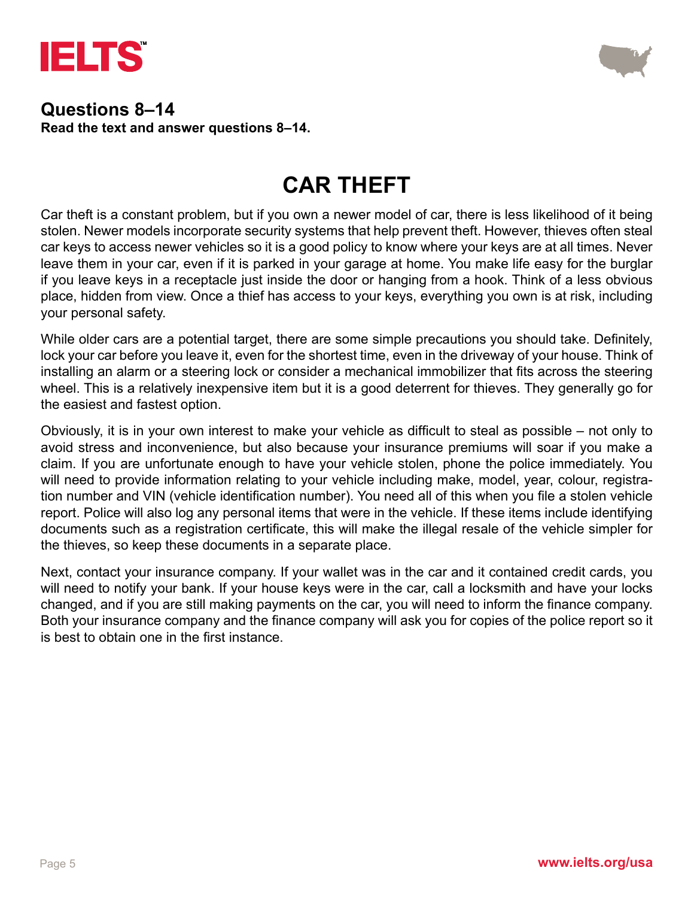## Questions 8–14

**Read the text and answer questions 8–14.**

# CAR THEFT

Car theft is a constant problem, but if you own a newer model of car, there is less likelihood of it being stolen. Newer models incorporate security systems that help prevent theft. However, thieves often steal car keys to access newer vehicles so it is a good policy to know where your keys are at all times. Never leave them in your car, even if it is parked in your garage at home. You make life easy for the burglar if you leave keys in a receptacle just inside the door or hanging from a hook. Think of a less obvious place, hidden from view. Once a thief has access to your keys, everything you own is at risk, including your personal safety.

While older cars are a potential target, there are some simple precautions you should take. Definitely, lock your car before you leave it, even for the shortest time, even in the driveway of your house. Think of installing an alarm or a steering lock or consider a mechanical immobilizer that fits across the steering wheel. This is a relatively inexpensive item but it is a good deterrent for thieves. They generally go for the easiest and fastest option.

Obviously, it is in your own interest to make your vehicle as difficult to steal as possible – not only to avoid stress and inconvenience, but also because your insurance premiums will soar if you make a claim. If you are unfortunate enough to have your vehicle stolen, phone the police immediately. You will need to provide information relating to your vehicle including make, model, year, colour, registration number and VIN (vehicle identification number). You need all of this when you file a stolen vehicle report. Police will also log any personal items that were in the vehicle. If these items include identifying documents such as a registration certificate, this will make the illegal resale of the vehicle simpler for the thieves, so keep these documents in a separate place.

Next, contact your insurance company. If your wallet was in the car and it contained credit cards, you will need to notify your bank. If your house keys were in the car, call a locksmith and have your locks changed, and if you are still making payments on the car, you will need to inform the finance company. Both your insurance company and the finance company will ask you for copies of the police report so it is best to obtain one in the first instance.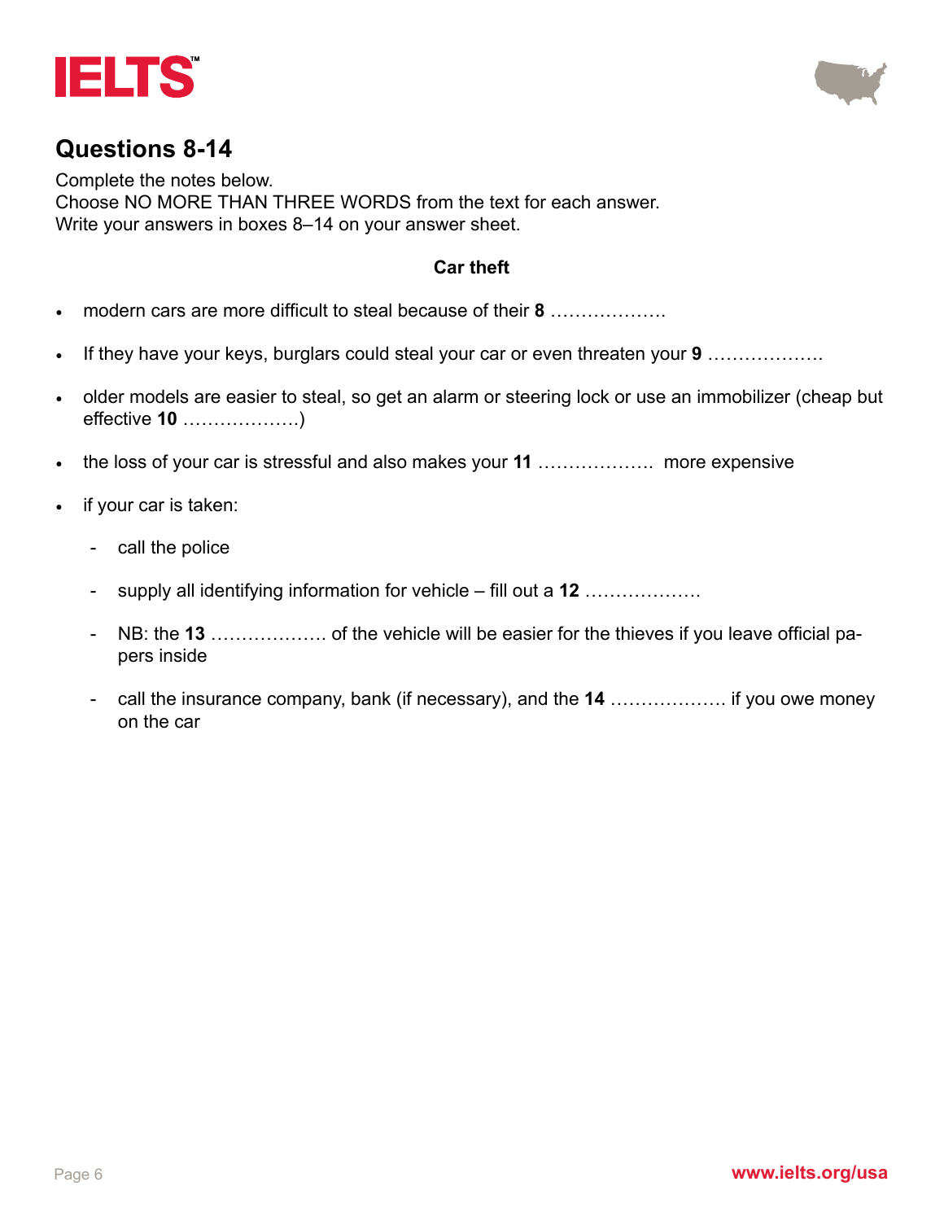## Questions 8-14

Complete the notes below.
Choose NO MORE THAN THREE WORDS from the text for each answer.
Write your answers in boxes 8–14 on your answer sheet.

**Car theft**

- modern cars are more difficult to steal because of their **8** ……………….
- If they have your keys, burglars could steal your car or even threaten your **9** ……………….
- older models are easier to steal, so get an alarm or steering lock or use an immobilizer (cheap but effective **10** ……………….)
- the loss of your car is stressful and also makes your **11** ………………. more expensive
- if your car is taken:
  - call the police
  - supply all identifying information for vehicle – fill out a **12** ……………….
  - NB: the **13** ………………. of the vehicle will be easier for the thieves if you leave official papers inside
  - call the insurance company, bank (if necessary), and the **14** ………………. if you owe money on the car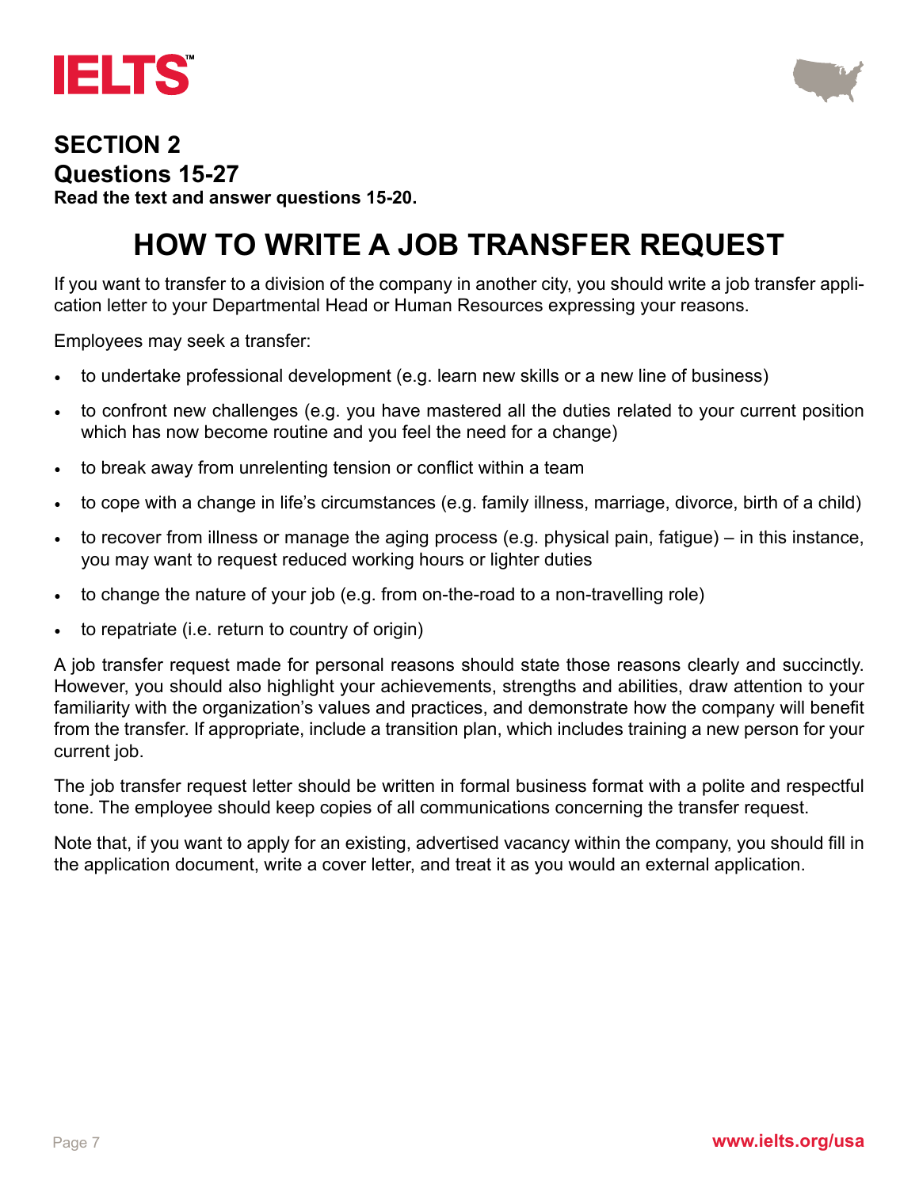## SECTION 2

## Questions 15-27

**Read the text and answer questions 15-20.**

# HOW TO WRITE A JOB TRANSFER REQUEST

If you want to transfer to a division of the company in another city, you should write a job transfer application letter to your Departmental Head or Human Resources expressing your reasons.

Employees may seek a transfer:

- to undertake professional development (e.g. learn new skills or a new line of business)
- to confront new challenges (e.g. you have mastered all the duties related to your current position which has now become routine and you feel the need for a change)
- to break away from unrelenting tension or conflict within a team
- to cope with a change in life's circumstances (e.g. family illness, marriage, divorce, birth of a child)
- to recover from illness or manage the aging process (e.g. physical pain, fatigue) – in this instance, you may want to request reduced working hours or lighter duties
- to change the nature of your job (e.g. from on-the-road to a non-travelling role)
- to repatriate (i.e. return to country of origin)

A job transfer request made for personal reasons should state those reasons clearly and succinctly. However, you should also highlight your achievements, strengths and abilities, draw attention to your familiarity with the organization's values and practices, and demonstrate how the company will benefit from the transfer. If appropriate, include a transition plan, which includes training a new person for your current job.

The job transfer request letter should be written in formal business format with a polite and respectful tone. The employee should keep copies of all communications concerning the transfer request.

Note that, if you want to apply for an existing, advertised vacancy within the company, you should fill in the application document, write a cover letter, and treat it as you would an external application.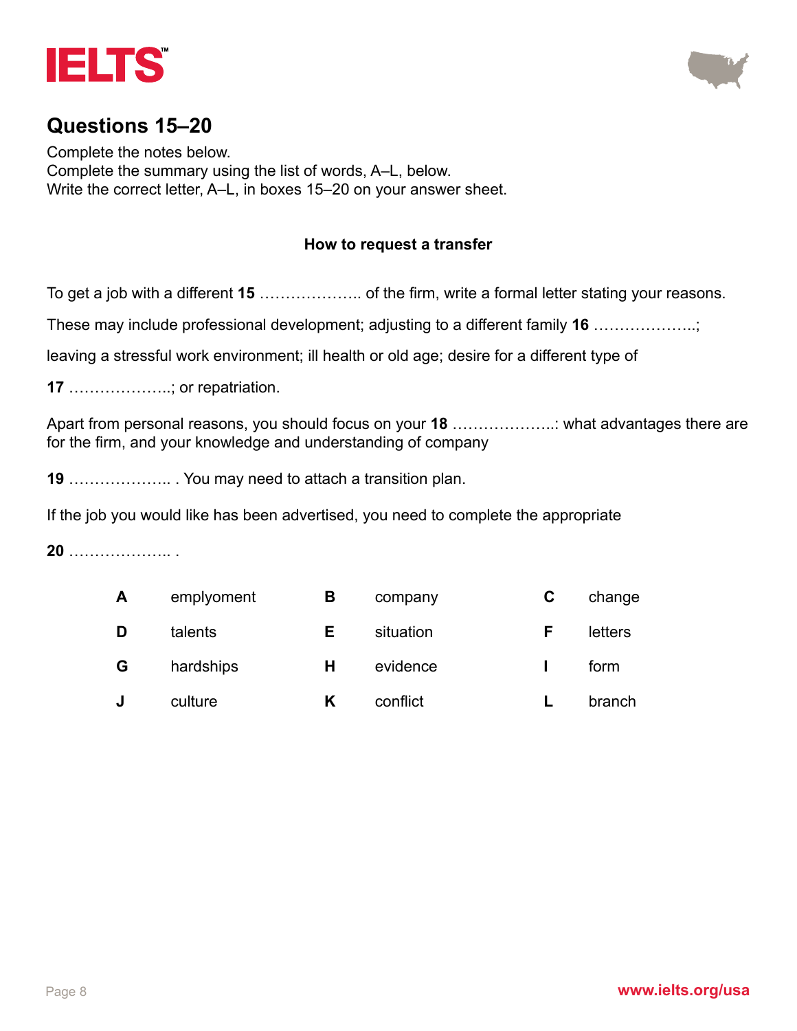## Questions 15–20

Complete the notes below.
Complete the summary using the list of words, A–L, below.
Write the correct letter, A–L, in boxes 15–20 on your answer sheet.

**How to request a transfer**

To get a job with a different **15** ……………….. of the firm, write a formal letter stating your reasons.

These may include professional development; adjusting to a different family **16** ………………..;

leaving a stressful work environment; ill health or old age; desire for a different type of

**17** ………………..; or repatriation.

Apart from personal reasons, you should focus on your **18** ………………..: what advantages there are for the firm, and your knowledge and understanding of company

**19** ……………….. . You may need to attach a transition plan.

If the job you would like has been advertised, you need to complete the appropriate

**20** ……………….. .

| | | | | | |
|---|---|---|---|---|---|
| **A** | employment | **B** | company | **C** | change |
| **D** | talents | **E** | situation | **F** | letters |
| **G** | hardships | **H** | evidence | **I** | form |
| **J** | culture | **K** | conflict | **L** | branch |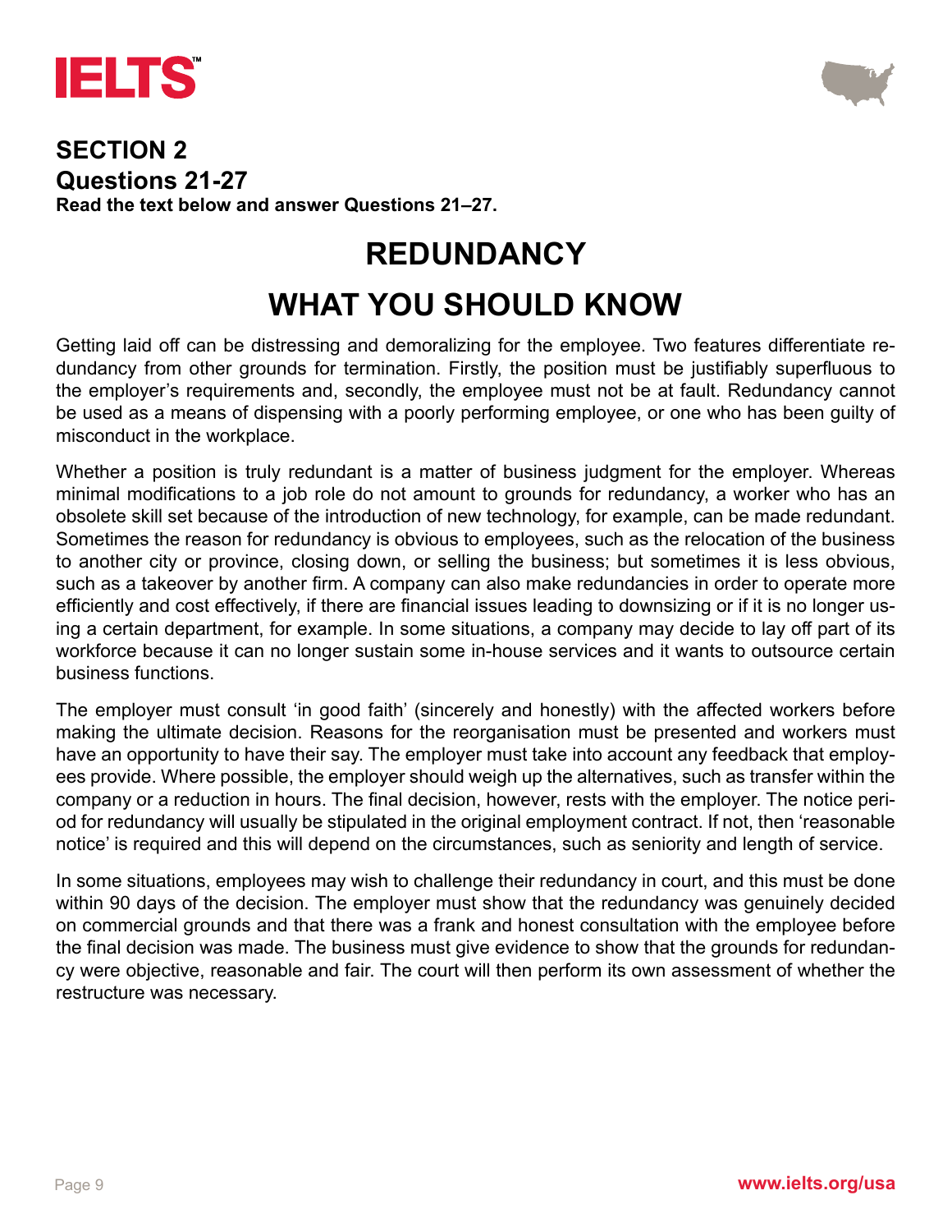## SECTION 2
## Questions 21-27

**Read the text below and answer Questions 21–27.**

# REDUNDANCY
# WHAT YOU SHOULD KNOW

Getting laid off can be distressing and demoralizing for the employee. Two features differentiate redundancy from other grounds for termination. Firstly, the position must be justifiably superfluous to the employer's requirements and, secondly, the employee must not be at fault. Redundancy cannot be used as a means of dispensing with a poorly performing employee, or one who has been guilty of misconduct in the workplace.

Whether a position is truly redundant is a matter of business judgment for the employer. Whereas minimal modifications to a job role do not amount to grounds for redundancy, a worker who has an obsolete skill set because of the introduction of new technology, for example, can be made redundant. Sometimes the reason for redundancy is obvious to employees, such as the relocation of the business to another city or province, closing down, or selling the business; but sometimes it is less obvious, such as a takeover by another firm. A company can also make redundancies in order to operate more efficiently and cost effectively, if there are financial issues leading to downsizing or if it is no longer using a certain department, for example. In some situations, a company may decide to lay off part of its workforce because it can no longer sustain some in-house services and it wants to outsource certain business functions.

The employer must consult 'in good faith' (sincerely and honestly) with the affected workers before making the ultimate decision. Reasons for the reorganisation must be presented and workers must have an opportunity to have their say. The employer must take into account any feedback that employees provide. Where possible, the employer should weigh up the alternatives, such as transfer within the company or a reduction in hours. The final decision, however, rests with the employer. The notice period for redundancy will usually be stipulated in the original employment contract. If not, then 'reasonable notice' is required and this will depend on the circumstances, such as seniority and length of service.

In some situations, employees may wish to challenge their redundancy in court, and this must be done within 90 days of the decision. The employer must show that the redundancy was genuinely decided on commercial grounds and that there was a frank and honest consultation with the employee before the final decision was made. The business must give evidence to show that the grounds for redundancy were objective, reasonable and fair. The court will then perform its own assessment of whether the restructure was necessary.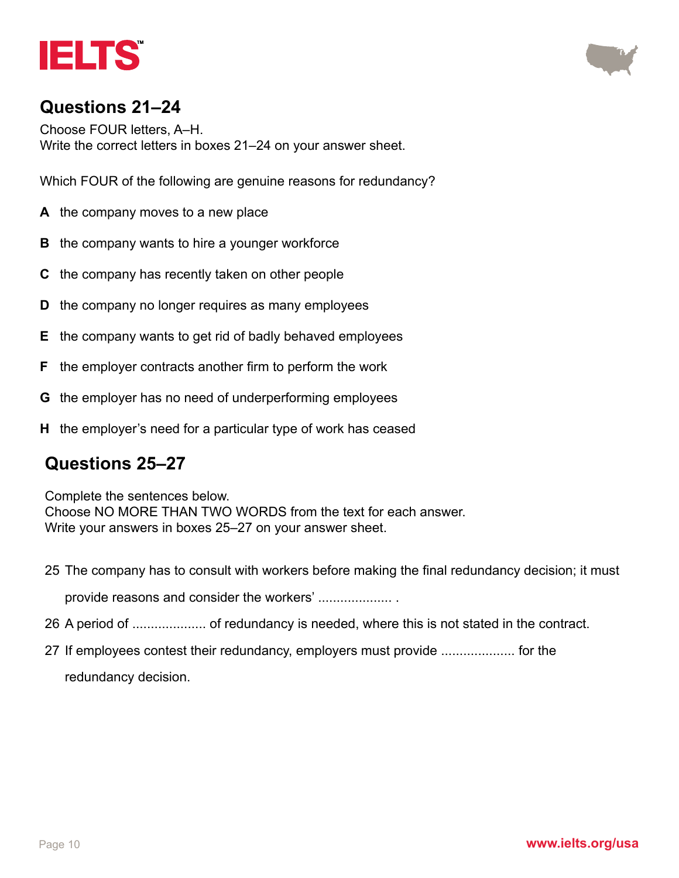## Questions 21–24

Choose FOUR letters, A–H.
Write the correct letters in boxes 21–24 on your answer sheet.

Which FOUR of the following are genuine reasons for redundancy?

**A** the company moves to a new place

**B** the company wants to hire a younger workforce

**C** the company has recently taken on other people

**D** the company no longer requires as many employees

**E** the company wants to get rid of badly behaved employees

**F** the employer contracts another firm to perform the work

**G** the employer has no need of underperforming employees

**H** the employer's need for a particular type of work has ceased

## Questions 25–27

Complete the sentences below.
Choose NO MORE THAN TWO WORDS from the text for each answer.
Write your answers in boxes 25–27 on your answer sheet.

25 The company has to consult with workers before making the final redundancy decision; it must provide reasons and consider the workers' .................... .

26 A period of .................... of redundancy is needed, where this is not stated in the contract.

27 If employees contest their redundancy, employers must provide .................... for the redundancy decision.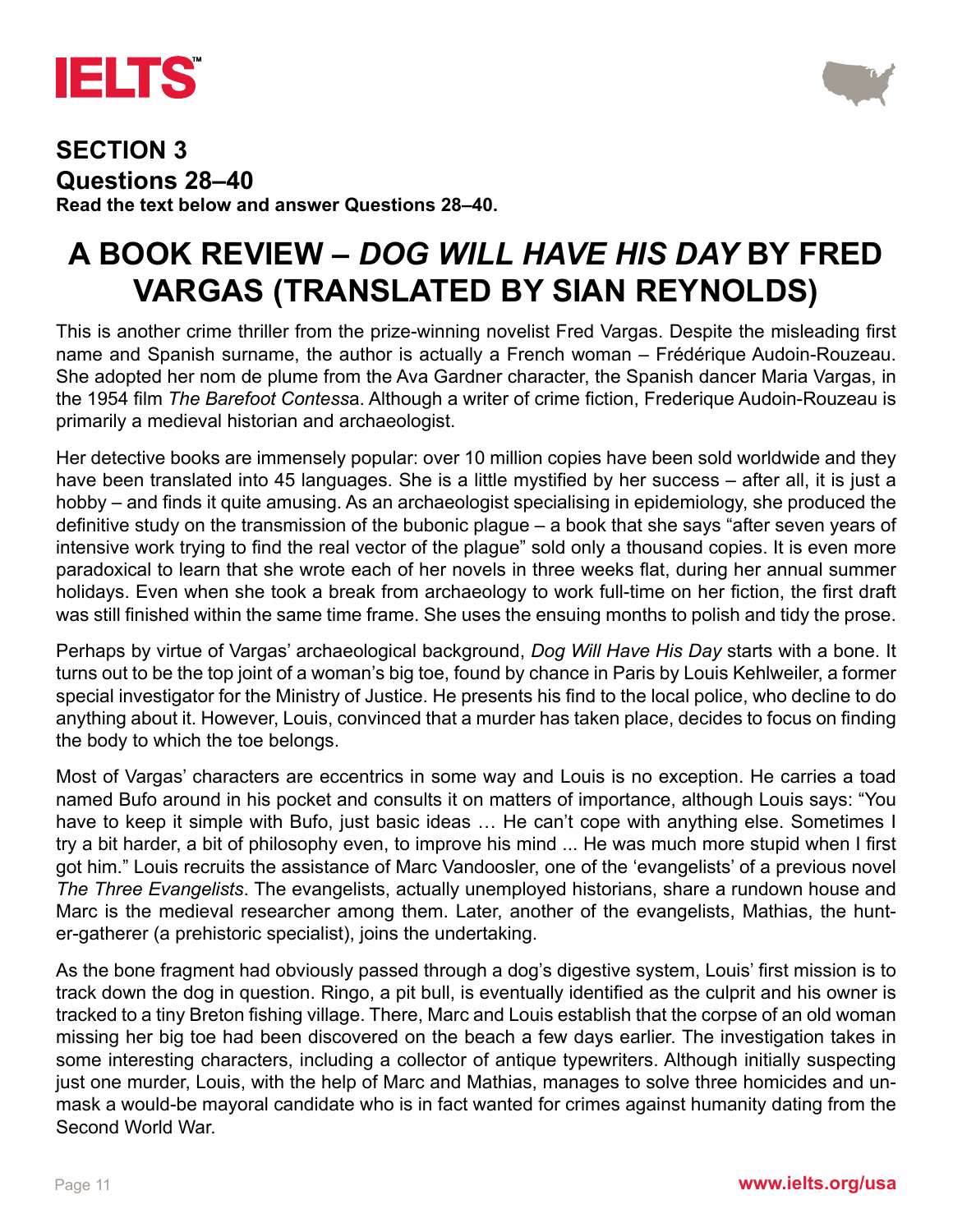## SECTION 3
## Questions 28–40

**Read the text below and answer Questions 28–40.**

# A BOOK REVIEW – *DOG WILL HAVE HIS DAY* BY FRED VARGAS (TRANSLATED BY SIAN REYNOLDS)

This is another crime thriller from the prize-winning novelist Fred Vargas. Despite the misleading first name and Spanish surname, the author is actually a French woman – Frédérique Audoin-Rouzeau. She adopted her nom de plume from the Ava Gardner character, the Spanish dancer Maria Vargas, in the 1954 film *The Barefoot Contessa*. Although a writer of crime fiction, Frederique Audoin-Rouzeau is primarily a medieval historian and archaeologist.

Her detective books are immensely popular: over 10 million copies have been sold worldwide and they have been translated into 45 languages. She is a little mystified by her success – after all, it is just a hobby – and finds it quite amusing. As an archaeologist specialising in epidemiology, she produced the definitive study on the transmission of the bubonic plague – a book that she says "after seven years of intensive work trying to find the real vector of the plague" sold only a thousand copies. It is even more paradoxical to learn that she wrote each of her novels in three weeks flat, during her annual summer holidays. Even when she took a break from archaeology to work full-time on her fiction, the first draft was still finished within the same time frame. She uses the ensuing months to polish and tidy the prose.

Perhaps by virtue of Vargas' archaeological background, *Dog Will Have His Day* starts with a bone. It turns out to be the top joint of a woman's big toe, found by chance in Paris by Louis Kehlweiler, a former special investigator for the Ministry of Justice. He presents his find to the local police, who decline to do anything about it. However, Louis, convinced that a murder has taken place, decides to focus on finding the body to which the toe belongs.

Most of Vargas' characters are eccentrics in some way and Louis is no exception. He carries a toad named Bufo around in his pocket and consults it on matters of importance, although Louis says: "You have to keep it simple with Bufo, just basic ideas … He can't cope with anything else. Sometimes I try a bit harder, a bit of philosophy even, to improve his mind ... He was much more stupid when I first got him." Louis recruits the assistance of Marc Vandoosler, one of the 'evangelists' of a previous novel *The Three Evangelists*. The evangelists, actually unemployed historians, share a rundown house and Marc is the medieval researcher among them. Later, another of the evangelists, Mathias, the hunter-gatherer (a prehistoric specialist), joins the undertaking.

As the bone fragment had obviously passed through a dog's digestive system, Louis' first mission is to track down the dog in question. Ringo, a pit bull, is eventually identified as the culprit and his owner is tracked to a tiny Breton fishing village. There, Marc and Louis establish that the corpse of an old woman missing her big toe had been discovered on the beach a few days earlier. The investigation takes in some interesting characters, including a collector of antique typewriters. Although initially suspecting just one murder, Louis, with the help of Marc and Mathias, manages to solve three homicides and unmask a would-be mayoral candidate who is in fact wanted for crimes against humanity dating from the Second World War.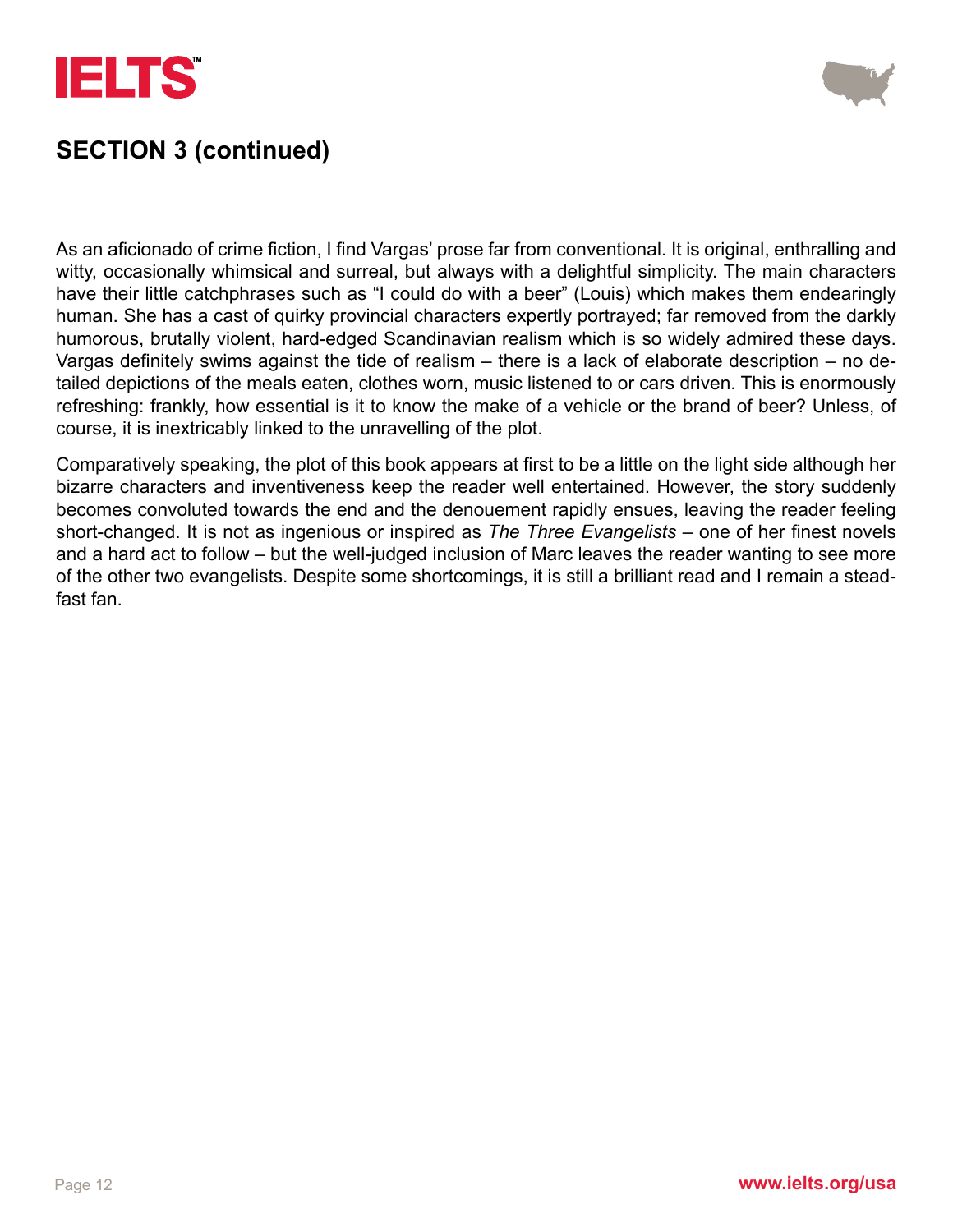## SECTION 3 (continued)

As an aficionado of crime fiction, I find Vargas' prose far from conventional. It is original, enthralling and witty, occasionally whimsical and surreal, but always with a delightful simplicity. The main characters have their little catchphrases such as "I could do with a beer" (Louis) which makes them endearingly human. She has a cast of quirky provincial characters expertly portrayed; far removed from the darkly humorous, brutally violent, hard-edged Scandinavian realism which is so widely admired these days. Vargas definitely swims against the tide of realism – there is a lack of elaborate description – no detailed depictions of the meals eaten, clothes worn, music listened to or cars driven. This is enormously refreshing: frankly, how essential is it to know the make of a vehicle or the brand of beer? Unless, of course, it is inextricably linked to the unravelling of the plot.

Comparatively speaking, the plot of this book appears at first to be a little on the light side although her bizarre characters and inventiveness keep the reader well entertained. However, the story suddenly becomes convoluted towards the end and the denouement rapidly ensues, leaving the reader feeling short-changed. It is not as ingenious or inspired as *The Three Evangelists* – one of her finest novels and a hard act to follow – but the well-judged inclusion of Marc leaves the reader wanting to see more of the other two evangelists. Despite some shortcomings, it is still a brilliant read and I remain a steadfast fan.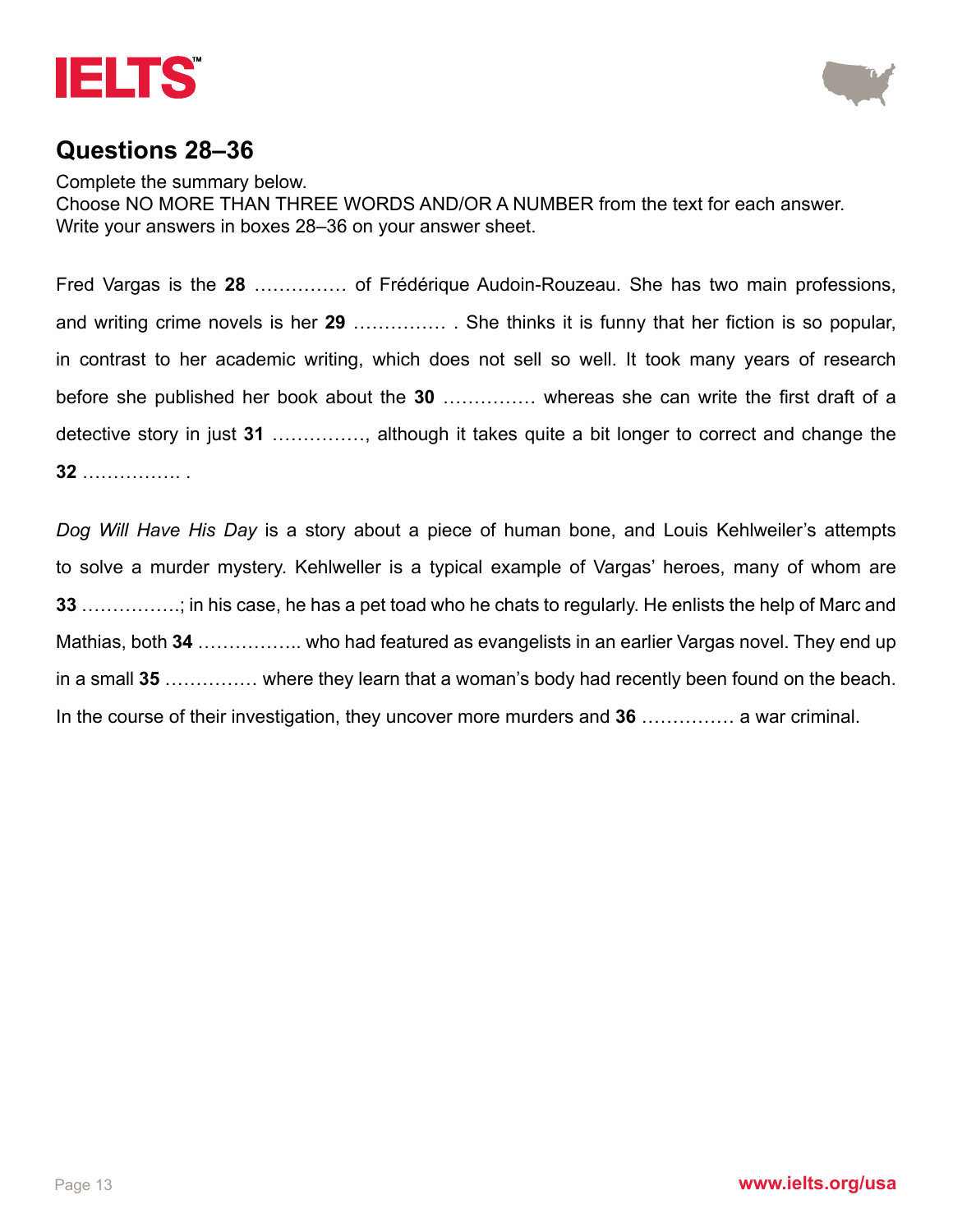## Questions 28–36

Complete the summary below.
Choose NO MORE THAN THREE WORDS AND/OR A NUMBER from the text for each answer.
Write your answers in boxes 28–36 on your answer sheet.

Fred Vargas is the **28** …………… of Frédérique Audoin-Rouzeau. She has two main professions, and writing crime novels is her **29** …………… . She thinks it is funny that her fiction is so popular, in contrast to her academic writing, which does not sell so well. It took many years of research before she published her book about the **30** …………… whereas she can write the first draft of a detective story in just **31** ……………, although it takes quite a bit longer to correct and change the **32** ……………. .

*Dog Will Have His Day* is a story about a piece of human bone, and Louis Kehlweiler's attempts to solve a murder mystery. Kehlweller is a typical example of Vargas' heroes, many of whom are **33** …………….; in his case, he has a pet toad who he chats to regularly. He enlists the help of Marc and Mathias, both **34** …………….. who had featured as evangelists in an earlier Vargas novel. They end up in a small **35** …………… where they learn that a woman's body had recently been found on the beach. In the course of their investigation, they uncover more murders and **36** …………… a war criminal.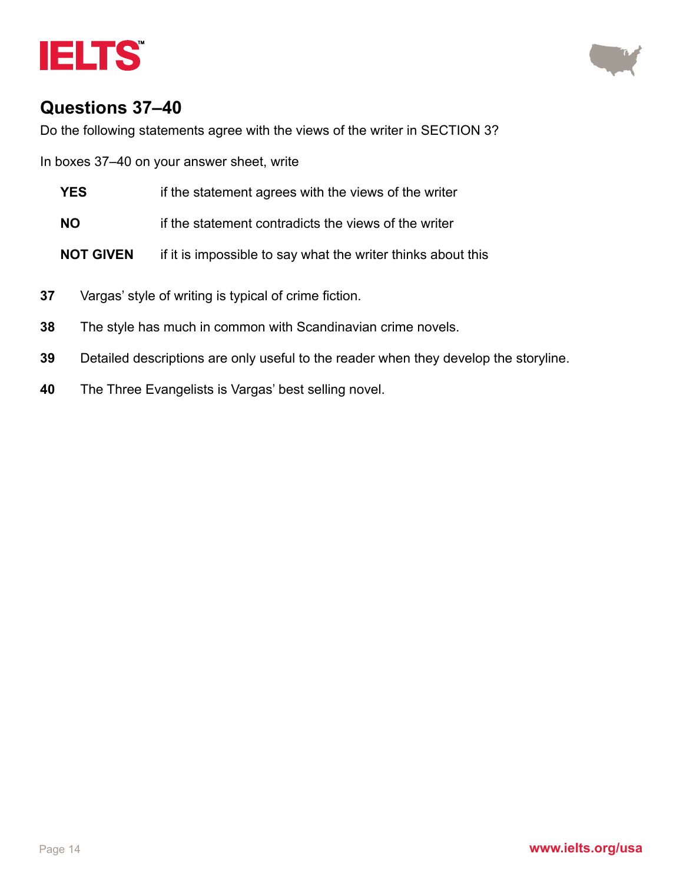## Questions 37–40

Do the following statements agree with the views of the writer in SECTION 3?

In boxes 37–40 on your answer sheet, write

**YES** if the statement agrees with the views of the writer

**NO** if the statement contradicts the views of the writer

**NOT GIVEN** if it is impossible to say what the writer thinks about this

**37** Vargas' style of writing is typical of crime fiction.

**38** The style has much in common with Scandinavian crime novels.

**39** Detailed descriptions are only useful to the reader when they develop the storyline.

**40** The Three Evangelists is Vargas' best selling novel.